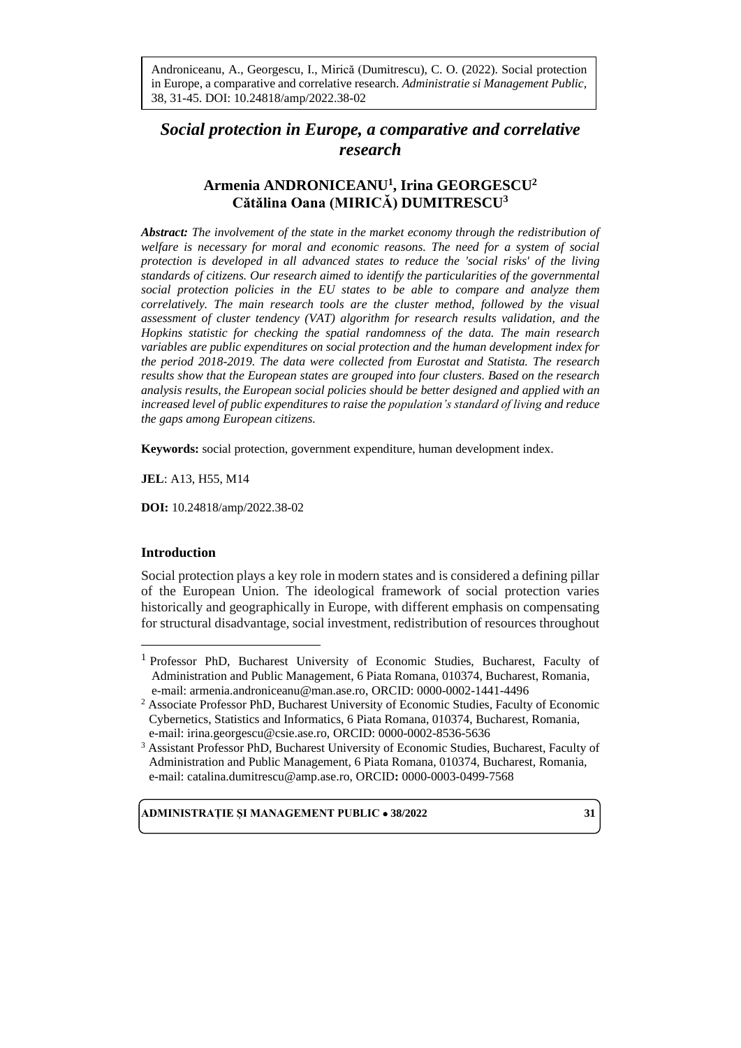Androniceanu, A., Georgescu, I., Mirică (Dumitrescu), C. O. (2022). Social protection in Europe, a comparative and correlative research. *Administratie si Management Public*, 38, 31-45. DOI: 10.24818/amp/2022.38-02

# *Social protection in Europe, a comparative and correlative research*

## Armenia ANDRONICEANU[1], Irina GEORGESCU[2] Cătălina Oana (MIRICĂ) DUMITRESCU[3]

***Abstract:*** *The involvement of the state in the market economy through the redistribution of welfare is necessary for moral and economic reasons. The need for a system of social protection is developed in all advanced states to reduce the 'social risks' of the living standards of citizens. Our research aimed to identify the particularities of the governmental social protection policies in the EU states to be able to compare and analyze them correlatively. The main research tools are the cluster method, followed by the visual assessment of cluster tendency (VAT) algorithm for research results validation, and the Hopkins statistic for checking the spatial randomness of the data. The main research variables are public expenditures on social protection and the human development index for the period 2018-2019. The data were collected from Eurostat and Statista. The research results show that the European states are grouped into four clusters. Based on the research analysis results, the European social policies should be better designed and applied with an increased level of public expenditures to raise the population's standard of living and reduce the gaps among European citizens.*

**Keywords:** social protection, government expenditure, human development index.

**JEL**: A13, H55, M14

**DOI:** 10.24818/amp/2022.38-02

### Introduction

Social protection plays a key role in modern states and is considered a defining pillar of the European Union. The ideological framework of social protection varies historically and geographically in Europe, with different emphasis on compensating for structural disadvantage, social investment, redistribution of resources throughout

---

[1] Professor PhD, Bucharest University of Economic Studies, Bucharest, Faculty of Administration and Public Management, 6 Piata Romana, 010374, Bucharest, Romania, e-mail: armenia.androniceanu@man.ase.ro, ORCID: 0000-0002-1441-4496

[2] Associate Professor PhD, Bucharest University of Economic Studies, Faculty of Economic Cybernetics, Statistics and Informatics, 6 Piata Romana, 010374, Bucharest, Romania, e-mail: irina.georgescu@csie.ase.ro, ORCID: 0000-0002-8536-5636

[3] Assistant Professor PhD, Bucharest University of Economic Studies, Bucharest, Faculty of Administration and Public Management, 6 Piata Romana, 010374, Bucharest, Romania, e-mail: catalina.dumitrescu@amp.ase.ro, ORCID: 0000-0003-0499-7568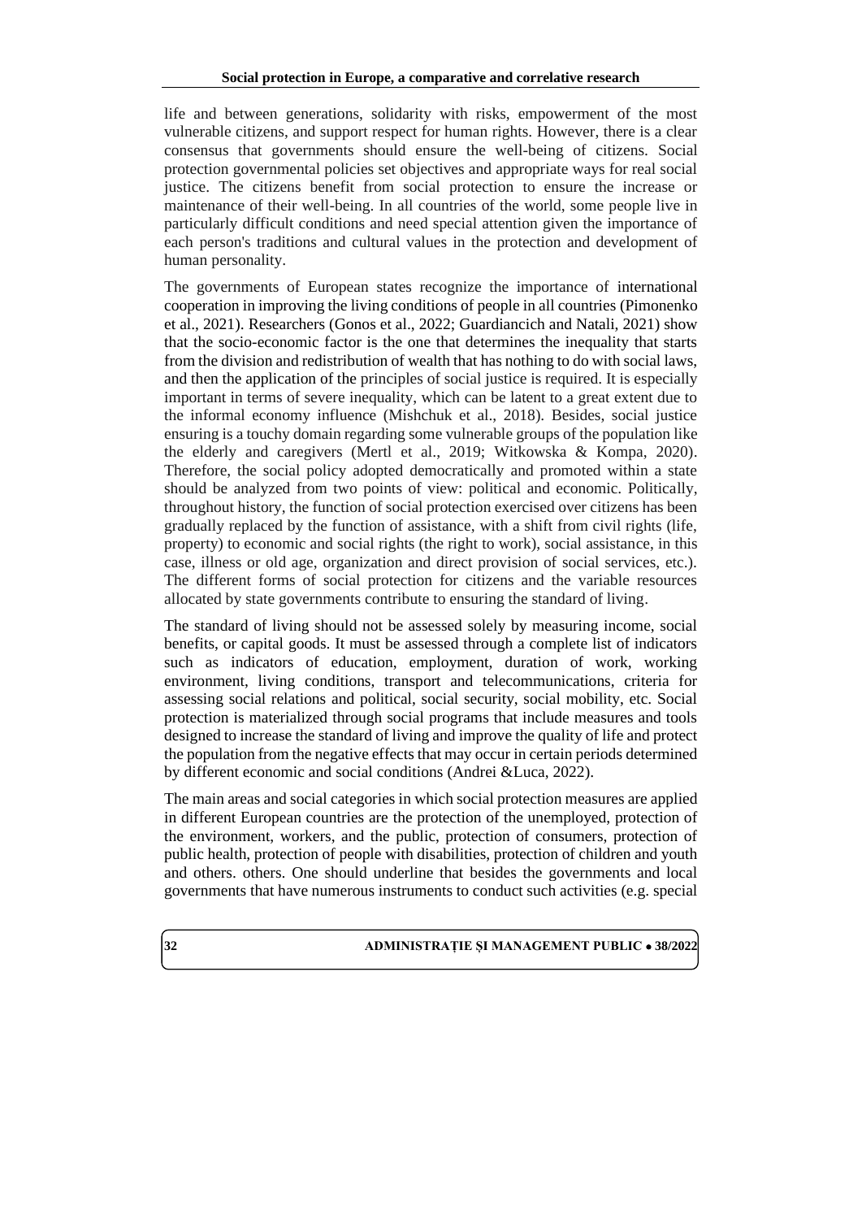life and between generations, solidarity with risks, empowerment of the most vulnerable citizens, and support respect for human rights. However, there is a clear consensus that governments should ensure the well-being of citizens. Social protection governmental policies set objectives and appropriate ways for real social justice. The citizens benefit from social protection to ensure the increase or maintenance of their well-being. In all countries of the world, some people live in particularly difficult conditions and need special attention given the importance of each person's traditions and cultural values in the protection and development of human personality.

The governments of European states recognize the importance of international cooperation in improving the living conditions of people in all countries (Pimonenko et al., 2021). Researchers (Gonos et al., 2022; Guardiancich and Natali, 2021) show that the socio-economic factor is the one that determines the inequality that starts from the division and redistribution of wealth that has nothing to do with social laws, and then the application of the principles of social justice is required. It is especially important in terms of severe inequality, which can be latent to a great extent due to the informal economy influence (Mishchuk et al., 2018). Besides, social justice ensuring is a touchy domain regarding some vulnerable groups of the population like the elderly and caregivers (Mertl et al., 2019; Witkowska & Kompa, 2020). Therefore, the social policy adopted democratically and promoted within a state should be analyzed from two points of view: political and economic. Politically, throughout history, the function of social protection exercised over citizens has been gradually replaced by the function of assistance, with a shift from civil rights (life, property) to economic and social rights (the right to work), social assistance, in this case, illness or old age, organization and direct provision of social services, etc.). The different forms of social protection for citizens and the variable resources allocated by state governments contribute to ensuring the standard of living.

The standard of living should not be assessed solely by measuring income, social benefits, or capital goods. It must be assessed through a complete list of indicators such as indicators of education, employment, duration of work, working environment, living conditions, transport and telecommunications, criteria for assessing social relations and political, social security, social mobility, etc. Social protection is materialized through social programs that include measures and tools designed to increase the standard of living and improve the quality of life and protect the population from the negative effects that may occur in certain periods determined by different economic and social conditions (Andrei &Luca, 2022).

The main areas and social categories in which social protection measures are applied in different European countries are the protection of the unemployed, protection of the environment, workers, and the public, protection of consumers, protection of public health, protection of people with disabilities, protection of children and youth and others. others. One should underline that besides the governments and local governments that have numerous instruments to conduct such activities (e.g. special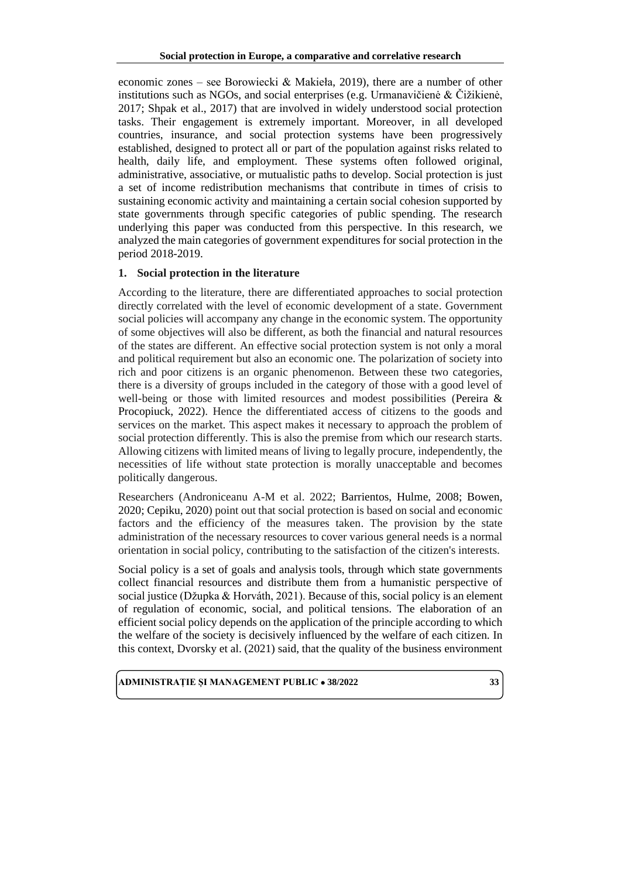economic zones – see Borowiecki & Makieła, 2019), there are a number of other institutions such as NGOs, and social enterprises (e.g. Urmanavičienė & Čižikienė, 2017; Shpak et al., 2017) that are involved in widely understood social protection tasks. Their engagement is extremely important. Moreover, in all developed countries, insurance, and social protection systems have been progressively established, designed to protect all or part of the population against risks related to health, daily life, and employment. These systems often followed original, administrative, associative, or mutualistic paths to develop. Social protection is just a set of income redistribution mechanisms that contribute in times of crisis to sustaining economic activity and maintaining a certain social cohesion supported by state governments through specific categories of public spending. The research underlying this paper was conducted from this perspective. In this research, we analyzed the main categories of government expenditures for social protection in the period 2018-2019.

## 1. Social protection in the literature

According to the literature, there are differentiated approaches to social protection directly correlated with the level of economic development of a state. Government social policies will accompany any change in the economic system. The opportunity of some objectives will also be different, as both the financial and natural resources of the states are different. An effective social protection system is not only a moral and political requirement but also an economic one. The polarization of society into rich and poor citizens is an organic phenomenon. Between these two categories, there is a diversity of groups included in the category of those with a good level of well-being or those with limited resources and modest possibilities (Pereira & Procopiuck, 2022). Hence the differentiated access of citizens to the goods and services on the market. This aspect makes it necessary to approach the problem of social protection differently. This is also the premise from which our research starts. Allowing citizens with limited means of living to legally procure, independently, the necessities of life without state protection is morally unacceptable and becomes politically dangerous.

Researchers (Androniceanu A-M et al. 2022; Barrientos, Hulme, 2008; Bowen, 2020; Cepiku, 2020) point out that social protection is based on social and economic factors and the efficiency of the measures taken. The provision by the state administration of the necessary resources to cover various general needs is a normal orientation in social policy, contributing to the satisfaction of the citizen's interests.

Social policy is a set of goals and analysis tools, through which state governments collect financial resources and distribute them from a humanistic perspective of social justice (Džupka & Horváth, 2021). Because of this, social policy is an element of regulation of economic, social, and political tensions. The elaboration of an efficient social policy depends on the application of the principle according to which the welfare of the society is decisively influenced by the welfare of each citizen. In this context, Dvorsky et al. (2021) said, that the quality of the business environment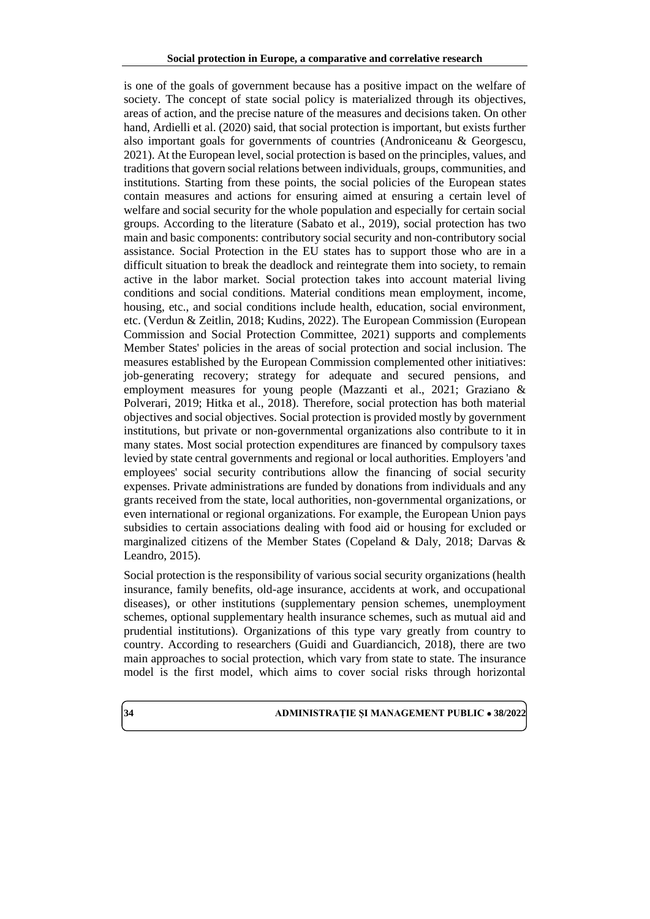is one of the goals of government because has a positive impact on the welfare of society. The concept of state social policy is materialized through its objectives, areas of action, and the precise nature of the measures and decisions taken. On other hand, Ardielli et al. (2020) said, that social protection is important, but exists further also important goals for governments of countries (Androniceanu & Georgescu, 2021). At the European level, social protection is based on the principles, values, and traditions that govern social relations between individuals, groups, communities, and institutions. Starting from these points, the social policies of the European states contain measures and actions for ensuring aimed at ensuring a certain level of welfare and social security for the whole population and especially for certain social groups. According to the literature (Sabato et al., 2019), social protection has two main and basic components: contributory social security and non-contributory social assistance. Social Protection in the EU states has to support those who are in a difficult situation to break the deadlock and reintegrate them into society, to remain active in the labor market. Social protection takes into account material living conditions and social conditions. Material conditions mean employment, income, housing, etc., and social conditions include health, education, social environment, etc. (Verdun & Zeitlin, 2018; Kudins, 2022). The European Commission (European Commission and Social Protection Committee, 2021) supports and complements Member States' policies in the areas of social protection and social inclusion. The measures established by the European Commission complemented other initiatives: job-generating recovery; strategy for adequate and secured pensions, and employment measures for young people (Mazzanti et al., 2021; Graziano & Polverari, 2019; Hitka et al., 2018). Therefore, social protection has both material objectives and social objectives. Social protection is provided mostly by government institutions, but private or non-governmental organizations also contribute to it in many states. Most social protection expenditures are financed by compulsory taxes levied by state central governments and regional or local authorities. Employers 'and employees' social security contributions allow the financing of social security expenses. Private administrations are funded by donations from individuals and any grants received from the state, local authorities, non-governmental organizations, or even international or regional organizations. For example, the European Union pays subsidies to certain associations dealing with food aid or housing for excluded or marginalized citizens of the Member States (Copeland & Daly, 2018; Darvas & Leandro, 2015).

Social protection is the responsibility of various social security organizations (health insurance, family benefits, old-age insurance, accidents at work, and occupational diseases), or other institutions (supplementary pension schemes, unemployment schemes, optional supplementary health insurance schemes, such as mutual aid and prudential institutions). Organizations of this type vary greatly from country to country. According to researchers (Guidi and Guardiancich, 2018), there are two main approaches to social protection, which vary from state to state. The insurance model is the first model, which aims to cover social risks through horizontal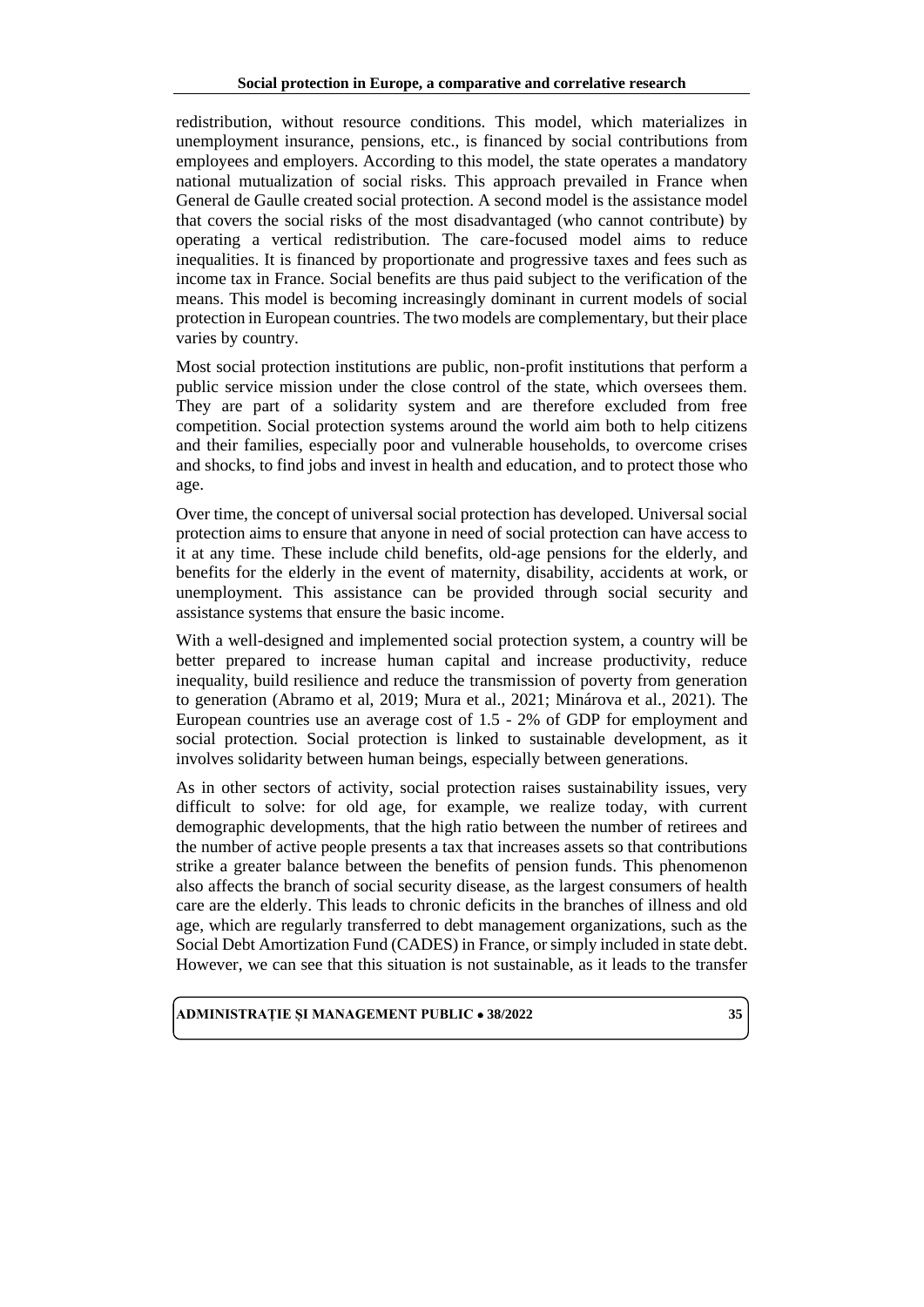redistribution, without resource conditions. This model, which materializes in unemployment insurance, pensions, etc., is financed by social contributions from employees and employers. According to this model, the state operates a mandatory national mutualization of social risks. This approach prevailed in France when General de Gaulle created social protection. A second model is the assistance model that covers the social risks of the most disadvantaged (who cannot contribute) by operating a vertical redistribution. The care-focused model aims to reduce inequalities. It is financed by proportionate and progressive taxes and fees such as income tax in France. Social benefits are thus paid subject to the verification of the means. This model is becoming increasingly dominant in current models of social protection in European countries. The two models are complementary, but their place varies by country.

Most social protection institutions are public, non-profit institutions that perform a public service mission under the close control of the state, which oversees them. They are part of a solidarity system and are therefore excluded from free competition. Social protection systems around the world aim both to help citizens and their families, especially poor and vulnerable households, to overcome crises and shocks, to find jobs and invest in health and education, and to protect those who age.

Over time, the concept of universal social protection has developed. Universal social protection aims to ensure that anyone in need of social protection can have access to it at any time. These include child benefits, old-age pensions for the elderly, and benefits for the elderly in the event of maternity, disability, accidents at work, or unemployment. This assistance can be provided through social security and assistance systems that ensure the basic income.

With a well-designed and implemented social protection system, a country will be better prepared to increase human capital and increase productivity, reduce inequality, build resilience and reduce the transmission of poverty from generation to generation (Abramo et al, 2019; Mura et al., 2021; Minárova et al., 2021). The European countries use an average cost of 1.5 - 2% of GDP for employment and social protection. Social protection is linked to sustainable development, as it involves solidarity between human beings, especially between generations.

As in other sectors of activity, social protection raises sustainability issues, very difficult to solve: for old age, for example, we realize today, with current demographic developments, that the high ratio between the number of retirees and the number of active people presents a tax that increases assets so that contributions strike a greater balance between the benefits of pension funds. This phenomenon also affects the branch of social security disease, as the largest consumers of health care are the elderly. This leads to chronic deficits in the branches of illness and old age, which are regularly transferred to debt management organizations, such as the Social Debt Amortization Fund (CADES) in France, or simply included in state debt. However, we can see that this situation is not sustainable, as it leads to the transfer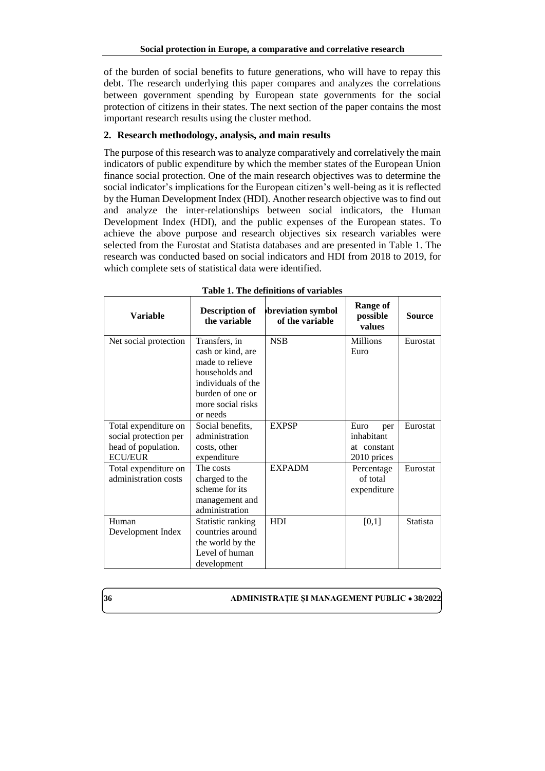of the burden of social benefits to future generations, who will have to repay this debt. The research underlying this paper compares and analyzes the correlations between government spending by European state governments for the social protection of citizens in their states. The next section of the paper contains the most important research results using the cluster method.

## 2. Research methodology, analysis, and main results

The purpose of this research was to analyze comparatively and correlatively the main indicators of public expenditure by which the member states of the European Union finance social protection. One of the main research objectives was to determine the social indicator's implications for the European citizen's well-being as it is reflected by the Human Development Index (HDI). Another research objective was to find out and analyze the inter-relationships between social indicators, the Human Development Index (HDI), and the public expenses of the European states. To achieve the above purpose and research objectives six research variables were selected from the Eurostat and Statista databases and are presented in Table 1. The research was conducted based on social indicators and HDI from 2018 to 2019, for which complete sets of statistical data were identified.

**Table 1. The definitions of variables**

| Variable | Description of the variable | bbreviation symbol of the variable | Range of possible values | Source |
|---|---|---|---|---|
| Net social protection | Transfers, in cash or kind, are made to relieve households and individuals of the burden of one or more social risks or needs | NSB | Millions Euro | Eurostat |
| Total expenditure on social protection per head of population. ECU/EUR | Social benefits, administration costs, other expenditure | EXPSP | Euro per inhabitant at constant 2010 prices | Eurostat |
| Total expenditure on administration costs | The costs charged to the scheme for its management and administration | EXPADM | Percentage of total expenditure | Eurostat |
| Human Development Index | Statistic ranking countries around the world by the Level of human development | HDI | [0,1] | Statista |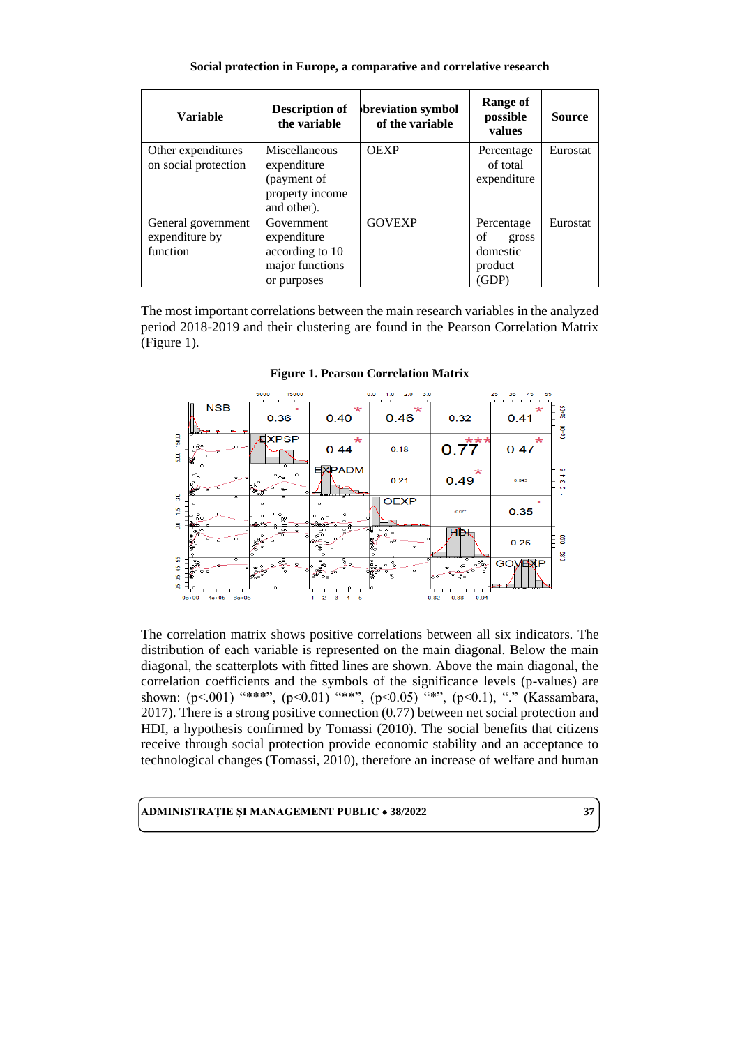| Variable | Description of the variable | Abbreviation symbol of the variable | Range of possible values | Source |
|---|---|---|---|---|
| Other expenditures on social protection | Miscellaneous expenditure (payment of property income and other). | OEXP | Percentage of total expenditure | Eurostat |
| General government expenditure by function | Government expenditure according to 10 major functions or purposes | GOVEXP | Percentage of gross domestic product (GDP) | Eurostat |

The most important correlations between the main research variables in the analyzed period 2018-2019 and their clustering are found in the Pearson Correlation Matrix (Figure 1).

**Figure 1. Pearson Correlation Matrix**

The correlation matrix shows positive correlations between all six indicators. The distribution of each variable is represented on the main diagonal. Below the main diagonal, the scatterplots with fitted lines are shown. Above the main diagonal, the correlation coefficients and the symbols of the significance levels (p-values) are shown: (p<.001) "***", (p<0.01) "**", (p<0.05) "*", (p<0.1), "." (Kassambara, 2017). There is a strong positive connection (0.77) between net social protection and HDI, a hypothesis confirmed by Tomassi (2010). The social benefits that citizens receive through social protection provide economic stability and an acceptance to technological changes (Tomassi, 2010), therefore an increase of welfare and human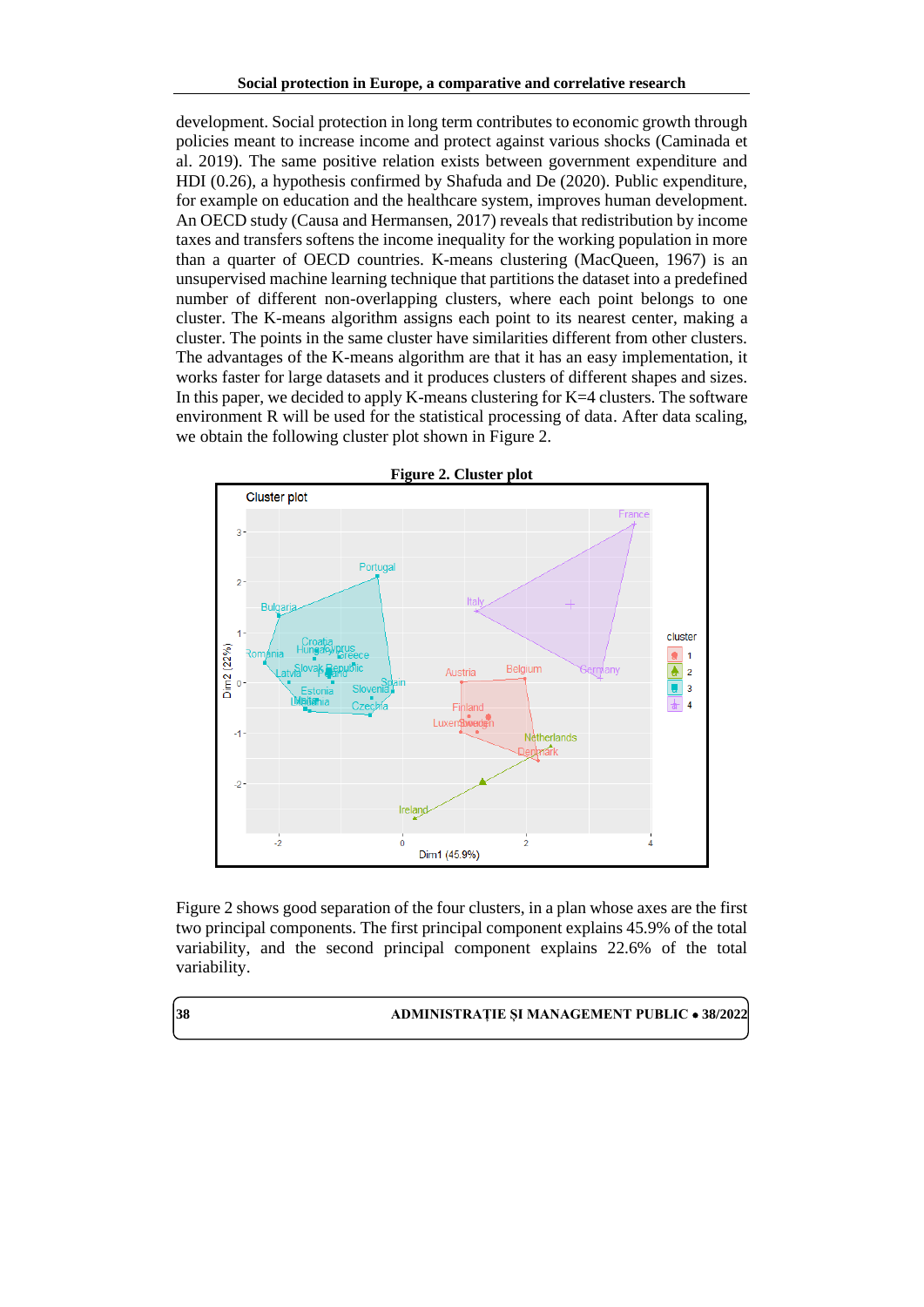development. Social protection in long term contributes to economic growth through policies meant to increase income and protect against various shocks (Caminada et al. 2019). The same positive relation exists between government expenditure and HDI (0.26), a hypothesis confirmed by Shafuda and De (2020). Public expenditure, for example on education and the healthcare system, improves human development. An OECD study (Causa and Hermansen, 2017) reveals that redistribution by income taxes and transfers softens the income inequality for the working population in more than a quarter of OECD countries. K-means clustering (MacQueen, 1967) is an unsupervised machine learning technique that partitions the dataset into a predefined number of different non-overlapping clusters, where each point belongs to one cluster. The K-means algorithm assigns each point to its nearest center, making a cluster. The points in the same cluster have similarities different from other clusters. The advantages of the K-means algorithm are that it has an easy implementation, it works faster for large datasets and it produces clusters of different shapes and sizes. In this paper, we decided to apply K-means clustering for K=4 clusters. The software environment R will be used for the statistical processing of data. After data scaling, we obtain the following cluster plot shown in Figure 2.

**Figure 2. Cluster plot**

Figure 2 shows good separation of the four clusters, in a plan whose axes are the first two principal components. The first principal component explains 45.9% of the total variability, and the second principal component explains 22.6% of the total variability.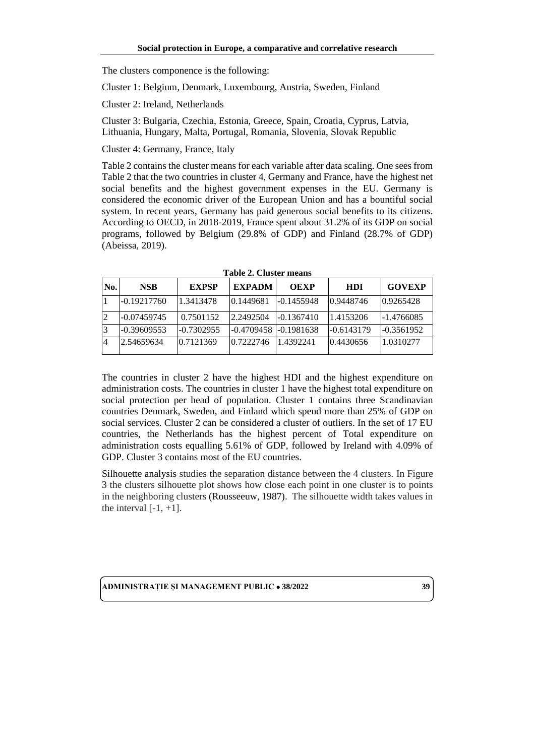The clusters componence is the following:

Cluster 1: Belgium, Denmark, Luxembourg, Austria, Sweden, Finland

Cluster 2: Ireland, Netherlands

Cluster 3: Bulgaria, Czechia, Estonia, Greece, Spain, Croatia, Cyprus, Latvia, Lithuania, Hungary, Malta, Portugal, Romania, Slovenia, Slovak Republic

Cluster 4: Germany, France, Italy

Table 2 contains the cluster means for each variable after data scaling. One sees from Table 2 that the two countries in cluster 4, Germany and France, have the highest net social benefits and the highest government expenses in the EU. Germany is considered the economic driver of the European Union and has a bountiful social system. In recent years, Germany has paid generous social benefits to its citizens. According to OECD, in 2018-2019, France spent about 31.2% of its GDP on social programs, followed by Belgium (29.8% of GDP) and Finland (28.7% of GDP) (Abeissa, 2019).

**Table 2. Cluster means**

| No. | NSB | EXPSP | EXPADM | OEXP | HDI | GOVEXP |
|---|---|---|---|---|---|---|
| 1 | -0.19217760 | 1.3413478 | 0.1449681 | -0.1455948 | 0.9448746 | 0.9265428 |
| 2 | -0.07459745 | 0.7501152 | 2.2492504 | -0.1367410 | 1.4153206 | -1.4766085 |
| 3 | -0.39609553 | -0.7302955 | -0.4709458 | -0.1981638 | -0.6143179 | -0.3561952 |
| 4 | 2.54659634 | 0.7121369 | 0.7222746 | 1.4392241 | 0.4430656 | 1.0310277 |

The countries in cluster 2 have the highest HDI and the highest expenditure on administration costs. The countries in cluster 1 have the highest total expenditure on social protection per head of population. Cluster 1 contains three Scandinavian countries Denmark, Sweden, and Finland which spend more than 25% of GDP on social services. Cluster 2 can be considered a cluster of outliers. In the set of 17 EU countries, the Netherlands has the highest percent of Total expenditure on administration costs equalling 5.61% of GDP, followed by Ireland with 4.09% of GDP. Cluster 3 contains most of the EU countries.

Silhouette analysis studies the separation distance between the 4 clusters. In Figure 3 the clusters silhouette plot shows how close each point in one cluster is to points in the neighboring clusters (Rousseeuw, 1987). The silhouette width takes values in the interval [-1, +1].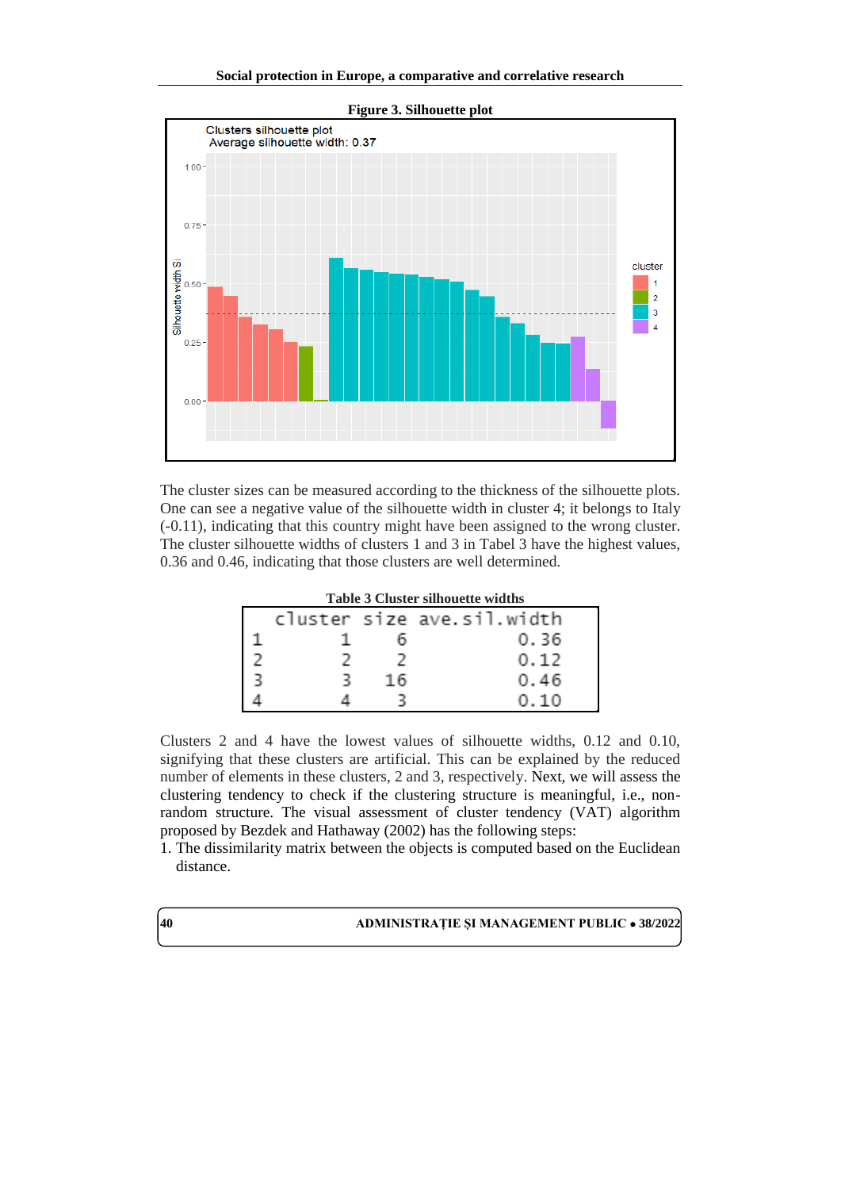**Figure 3. Silhouette plot**

The cluster sizes can be measured according to the thickness of the silhouette plots. One can see a negative value of the silhouette width in cluster 4; it belongs to Italy (-0.11), indicating that this country might have been assigned to the wrong cluster. The cluster silhouette widths of clusters 1 and 3 in Tabel 3 have the highest values, 0.36 and 0.46, indicating that those clusters are well determined.

**Table 3 Cluster silhouette widths**

| | cluster | size | ave.sil.width |
|---|---|---|---|
| 1 | 1 | 6 | 0.36 |
| 2 | 2 | 2 | 0.12 |
| 3 | 3 | 16 | 0.46 |
| 4 | 4 | 3 | 0.10 |

Clusters 2 and 4 have the lowest values of silhouette widths, 0.12 and 0.10, signifying that these clusters are artificial. This can be explained by the reduced number of elements in these clusters, 2 and 3, respectively. Next, we will assess the clustering tendency to check if the clustering structure is meaningful, i.e., non-random structure. The visual assessment of cluster tendency (VAT) algorithm proposed by Bezdek and Hathaway (2002) has the following steps:

1. The dissimilarity matrix between the objects is computed based on the Euclidean distance.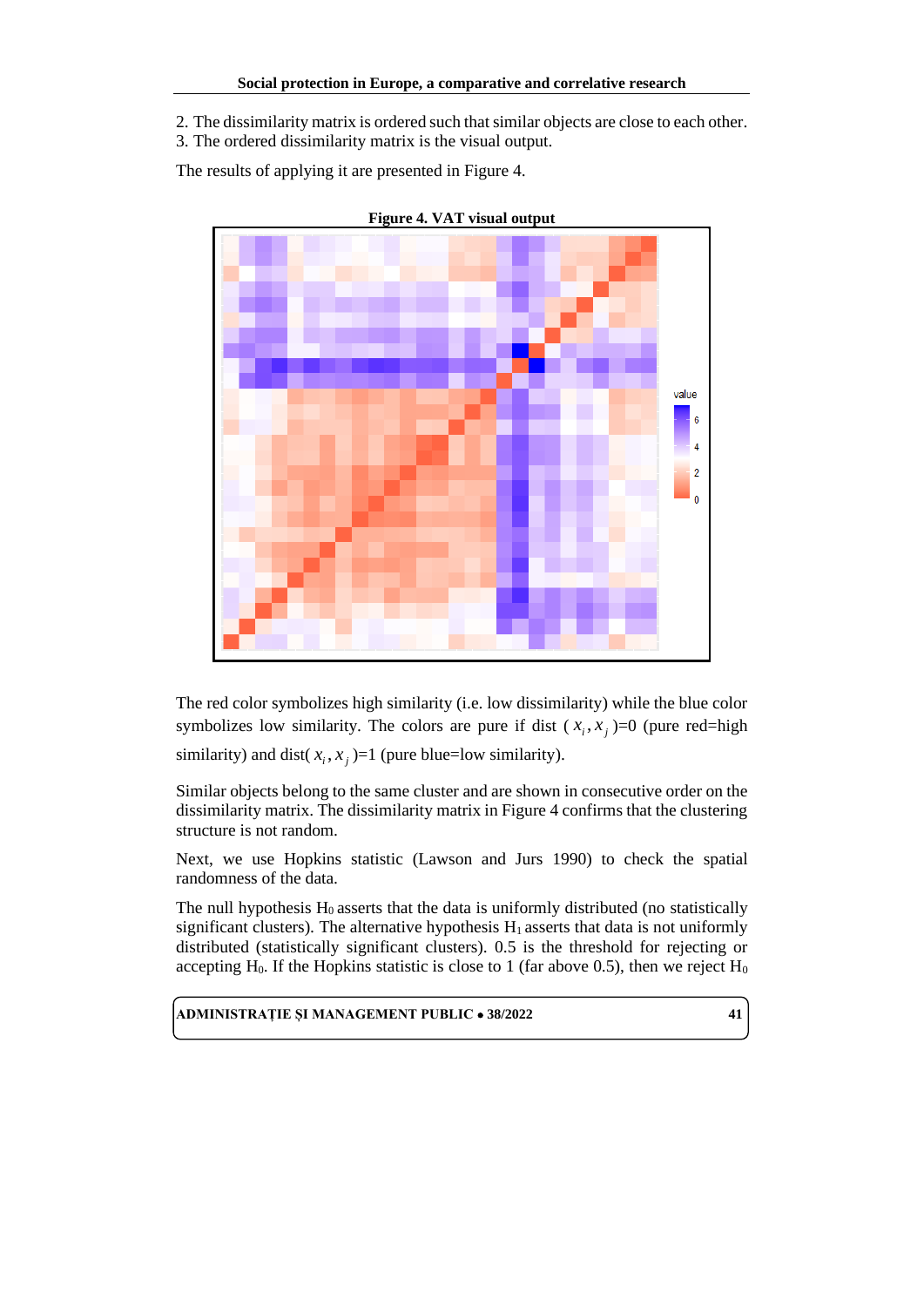2. The dissimilarity matrix is ordered such that similar objects are close to each other.
3. The ordered dissimilarity matrix is the visual output.

The results of applying it are presented in Figure 4.

**Figure 4. VAT visual output**

The red color symbolizes high similarity (i.e. low dissimilarity) while the blue color symbolizes low similarity. The colors are pure if dist ($x_i, x_j$)=0 (pure red=high similarity) and dist($x_i, x_j$)=1 (pure blue=low similarity).

Similar objects belong to the same cluster and are shown in consecutive order on the dissimilarity matrix. The dissimilarity matrix in Figure 4 confirms that the clustering structure is not random.

Next, we use Hopkins statistic (Lawson and Jurs 1990) to check the spatial randomness of the data.

The null hypothesis $H_0$ asserts that the data is uniformly distributed (no statistically significant clusters). The alternative hypothesis $H_1$ asserts that data is not uniformly distributed (statistically significant clusters). 0.5 is the threshold for rejecting or accepting $H_0$. If the Hopkins statistic is close to 1 (far above 0.5), then we reject $H_0$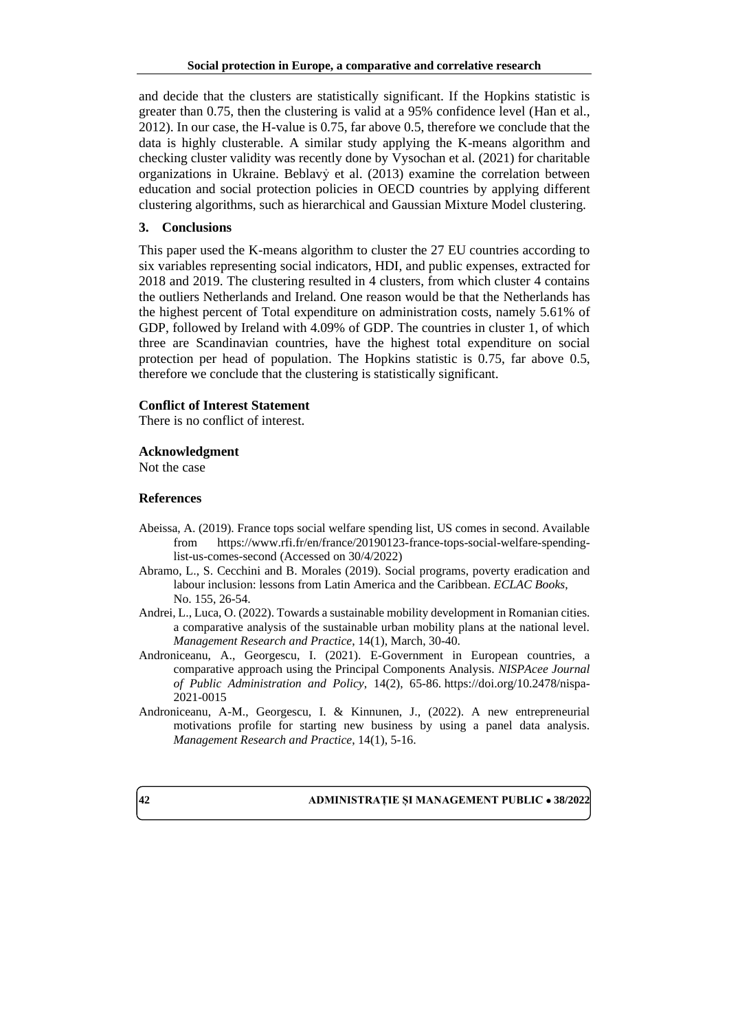and decide that the clusters are statistically significant. If the Hopkins statistic is greater than 0.75, then the clustering is valid at a 95% confidence level (Han et al., 2012). In our case, the H-value is 0.75, far above 0.5, therefore we conclude that the data is highly clusterable. A similar study applying the K-means algorithm and checking cluster validity was recently done by Vysochan et al. (2021) for charitable organizations in Ukraine. Beblavý et al. (2013) examine the correlation between education and social protection policies in OECD countries by applying different clustering algorithms, such as hierarchical and Gaussian Mixture Model clustering.

## 3. Conclusions

This paper used the K-means algorithm to cluster the 27 EU countries according to six variables representing social indicators, HDI, and public expenses, extracted for 2018 and 2019. The clustering resulted in 4 clusters, from which cluster 4 contains the outliers Netherlands and Ireland. One reason would be that the Netherlands has the highest percent of Total expenditure on administration costs, namely 5.61% of GDP, followed by Ireland with 4.09% of GDP. The countries in cluster 1, of which three are Scandinavian countries, have the highest total expenditure on social protection per head of population. The Hopkins statistic is 0.75, far above 0.5, therefore we conclude that the clustering is statistically significant.

**Conflict of Interest Statement**

There is no conflict of interest.

**Acknowledgment**

Not the case

## References

Abeissa, A. (2019). France tops social welfare spending list, US comes in second. Available from https://www.rfi.fr/en/france/20190123-france-tops-social-welfare-spending-list-us-comes-second (Accessed on 30/4/2022)

Abramo, L., S. Cecchini and B. Morales (2019). Social programs, poverty eradication and labour inclusion: lessons from Latin America and the Caribbean. *ECLAC Books*, No. 155, 26-54.

Andrei, L., Luca, O. (2022). Towards a sustainable mobility development in Romanian cities. a comparative analysis of the sustainable urban mobility plans at the national level. *Management Research and Practice*, 14(1), March, 30-40.

Androniceanu, A., Georgescu, I. (2021). E-Government in European countries, a comparative approach using the Principal Components Analysis. *NISPAcee Journal of Public Administration and Policy*, 14(2), 65-86. https://doi.org/10.2478/nispa-2021-0015

Androniceanu, A-M., Georgescu, I. & Kinnunen, J., (2022). A new entrepreneurial motivations profile for starting new business by using a panel data analysis. *Management Research and Practice*, 14(1), 5-16.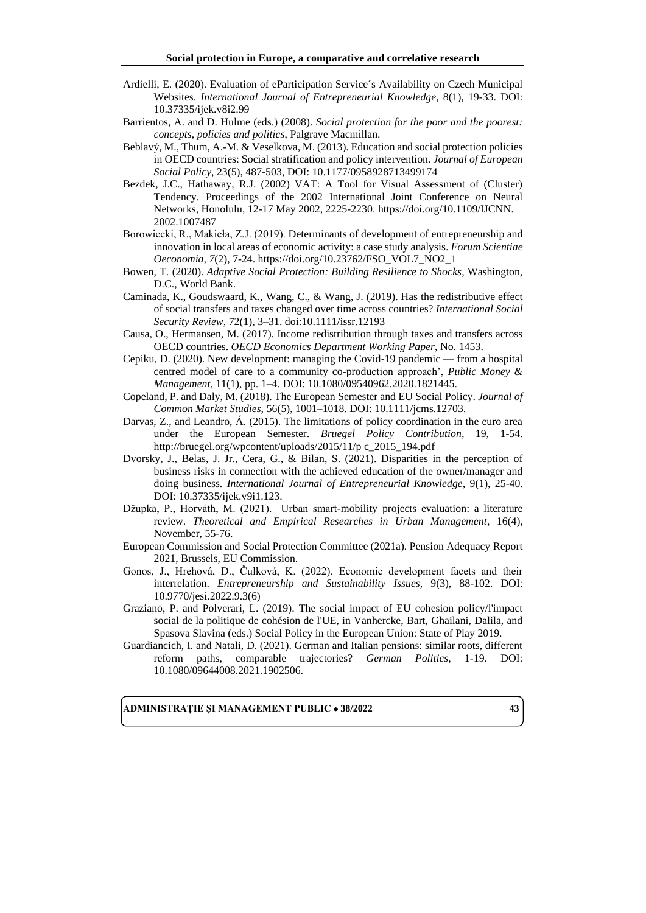Ardielli, E. (2020). Evaluation of eParticipation Service´s Availability on Czech Municipal Websites. *International Journal of Entrepreneurial Knowledge*, 8(1), 19-33. DOI: 10.37335/ijek.v8i2.99

Barrientos, A. and D. Hulme (eds.) (2008). *Social protection for the poor and the poorest: concepts, policies and politics*, Palgrave Macmillan.

Beblavý, M., Thum, A.-M. & Veselkova, M. (2013). Education and social protection policies in OECD countries: Social stratification and policy intervention. *Journal of European Social Policy*, 23(5), 487-503, DOI: 10.1177/0958928713499174

Bezdek, J.C., Hathaway, R.J. (2002) VAT: A Tool for Visual Assessment of (Cluster) Tendency. Proceedings of the 2002 International Joint Conference on Neural Networks, Honolulu, 12-17 May 2002, 2225-2230. https://doi.org/10.1109/IJCNN.2002.1007487

Borowiecki, R., Makieła, Z.J. (2019). Determinants of development of entrepreneurship and innovation in local areas of economic activity: a case study analysis. *Forum Scientiae Oeconomia, 7*(2), 7-24. https://doi.org/10.23762/FSO_VOL7_NO2_1

Bowen, T. (2020). *Adaptive Social Protection: Building Resilience to Shocks*, Washington, D.C., World Bank.

Caminada, K., Goudswaard, K., Wang, C., & Wang, J. (2019). Has the redistributive effect of social transfers and taxes changed over time across countries? *International Social Security Review*, 72(1), 3–31. doi:10.1111/issr.12193

Causa, O., Hermansen, M. (2017). Income redistribution through taxes and transfers across OECD countries. *OECD Economics Department Working Paper*, No. 1453.

Cepiku, D. (2020). New development: managing the Covid-19 pandemic — from a hospital centred model of care to a community co-production approach', *Public Money & Management*, 11(1), pp. 1–4. DOI: 10.1080/09540962.2020.1821445.

Copeland, P. and Daly, M. (2018). The European Semester and EU Social Policy. *Journal of Common Market Studies*, 56(5), 1001–1018. DOI: 10.1111/jcms.12703.

Darvas, Z., and Leandro, Á. (2015). The limitations of policy coordination in the euro area under the European Semester. *Bruegel Policy Contribution*, 19, 1-54. http://bruegel.org/wpcontent/uploads/2015/11/p c_2015_194.pdf

Dvorsky, J., Belas, J. Jr., Cera, G., & Bilan, S. (2021). Disparities in the perception of business risks in connection with the achieved education of the owner/manager and doing business. *International Journal of Entrepreneurial Knowledge*, 9(1), 25-40. DOI: 10.37335/ijek.v9i1.123.

Džupka, P., Horváth, M. (2021). Urban smart-mobility projects evaluation: a literature review. *Theoretical and Empirical Researches in Urban Management*, 16(4), November, 55-76.

European Commission and Social Protection Committee (2021a). Pension Adequacy Report 2021, Brussels, EU Commission.

Gonos, J., Hrehová, D., Čulková, K. (2022). Economic development facets and their interrelation. *Entrepreneurship and Sustainability Issues*, 9(3), 88-102. DOI: 10.9770/jesi.2022.9.3(6)

Graziano, P. and Polverari, L. (2019). The social impact of EU cohesion policy/l'impact social de la politique de cohésion de l'UE, in Vanhercke, Bart, Ghailani, Dalila, and Spasova Slavina (eds.) Social Policy in the European Union: State of Play 2019.

Guardiancich, I. and Natali, D. (2021). German and Italian pensions: similar roots, different reform paths, comparable trajectories? *German Politics*, 1-19. DOI: 10.1080/09644008.2021.1902506.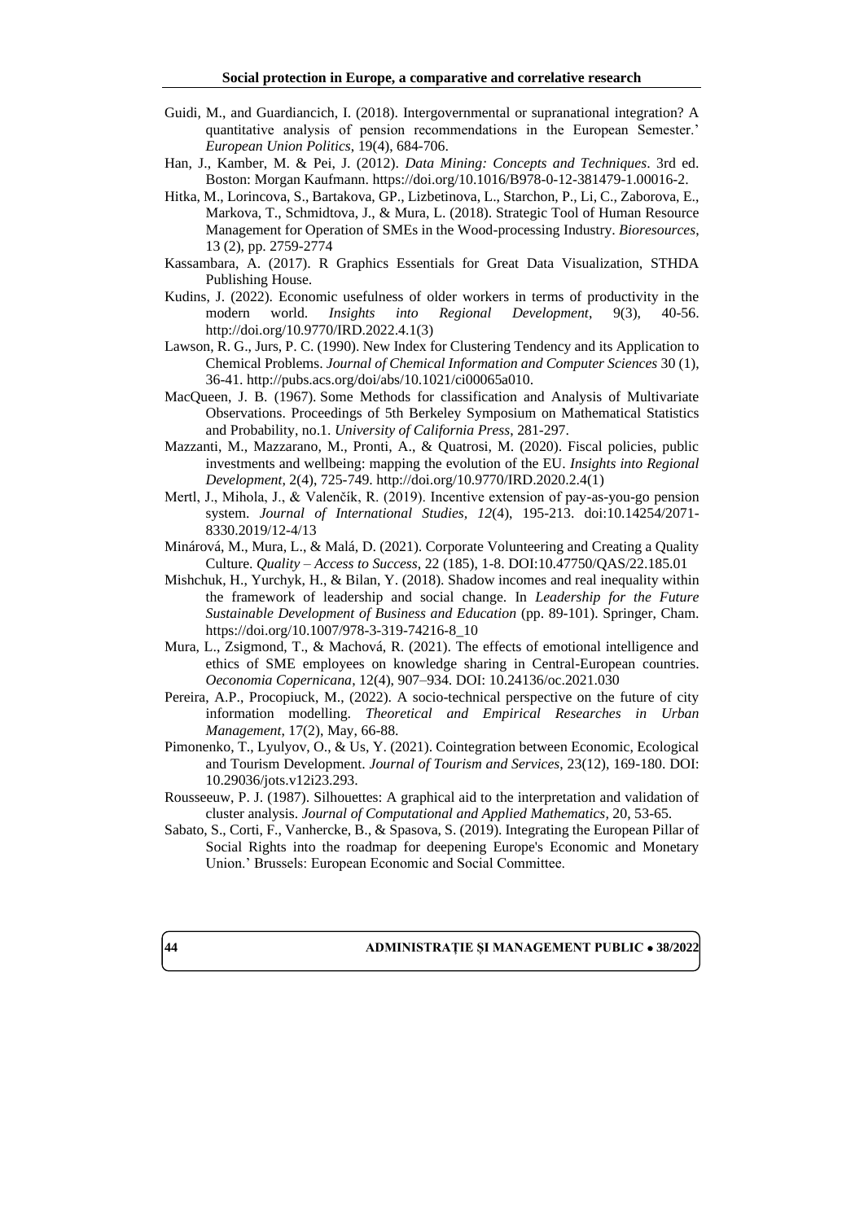Guidi, M., and Guardiancich, I. (2018). Intergovernmental or supranational integration? A quantitative analysis of pension recommendations in the European Semester.' *European Union Politics*, 19(4), 684-706.

Han, J., Kamber, M. & Pei, J. (2012). *Data Mining: Concepts and Techniques*. 3rd ed. Boston: Morgan Kaufmann. https://doi.org/10.1016/B978-0-12-381479-1.00016-2.

Hitka, M., Lorincova, S., Bartakova, GP., Lizbetinova, L., Starchon, P., Li, C., Zaborova, E., Markova, T., Schmidtova, J., & Mura, L. (2018). Strategic Tool of Human Resource Management for Operation of SMEs in the Wood-processing Industry. *Bioresources*, 13 (2), pp. 2759-2774

Kassambara, A. (2017). R Graphics Essentials for Great Data Visualization, STHDA Publishing House.

Kudins, J. (2022). Economic usefulness of older workers in terms of productivity in the modern world. *Insights into Regional Development*, 9(3), 40-56. http://doi.org/10.9770/IRD.2022.4.1(3)

Lawson, R. G., Jurs, P. C. (1990). New Index for Clustering Tendency and its Application to Chemical Problems. *Journal of Chemical Information and Computer Sciences* 30 (1), 36-41. http://pubs.acs.org/doi/abs/10.1021/ci00065a010.

MacQueen, J. B. (1967). Some Methods for classification and Analysis of Multivariate Observations. Proceedings of 5th Berkeley Symposium on Mathematical Statistics and Probability, no.1. *University of California Press*, 281-297.

Mazzanti, M., Mazzarano, M., Pronti, A., & Quatrosi, M. (2020). Fiscal policies, public investments and wellbeing: mapping the evolution of the EU. *Insights into Regional Development*, 2(4), 725-749. http://doi.org/10.9770/IRD.2020.2.4(1)

Mertl, J., Mihola, J., & Valenčík, R. (2019). Incentive extension of pay-as-you-go pension system. *Journal of International Studies, 12*(4), 195-213. doi:10.14254/2071-8330.2019/12-4/13

Minárová, M., Mura, L., & Malá, D. (2021). Corporate Volunteering and Creating a Quality Culture. *Quality – Access to Success*, 22 (185), 1-8. DOI:10.47750/QAS/22.185.01

Mishchuk, H., Yurchyk, H., & Bilan, Y. (2018). Shadow incomes and real inequality within the framework of leadership and social change. In *Leadership for the Future Sustainable Development of Business and Education* (pp. 89-101). Springer, Cham. https://doi.org/10.1007/978-3-319-74216-8_10

Mura, L., Zsigmond, T., & Machová, R. (2021). The effects of emotional intelligence and ethics of SME employees on knowledge sharing in Central-European countries. *Oeconomia Copernicana*, 12(4), 907–934. DOI: 10.24136/oc.2021.030

Pereira, A.P., Procopiuck, M., (2022). A socio-technical perspective on the future of city information modelling. *Theoretical and Empirical Researches in Urban Management*, 17(2), May, 66-88.

Pimonenko, T., Lyulyov, O., & Us, Y. (2021). Cointegration between Economic, Ecological and Tourism Development. *Journal of Tourism and Services*, 23(12), 169-180. DOI: 10.29036/jots.v12i23.293.

Rousseeuw, P. J. (1987). Silhouettes: A graphical aid to the interpretation and validation of cluster analysis. *Journal of Computational and Applied Mathematics*, 20, 53-65.

Sabato, S., Corti, F., Vanhercke, B., & Spasova, S. (2019). Integrating the European Pillar of Social Rights into the roadmap for deepening Europe's Economic and Monetary Union.' Brussels: European Economic and Social Committee.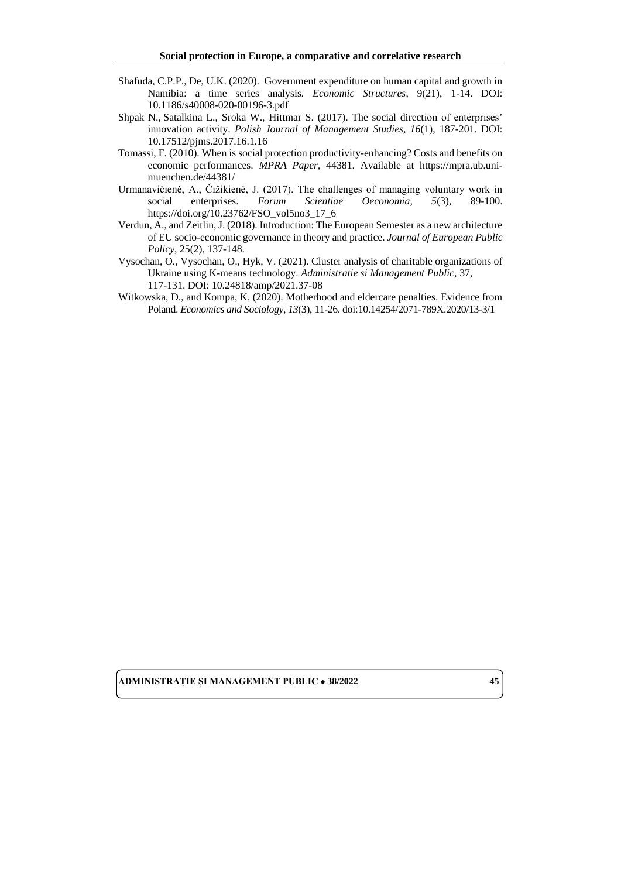Shafuda, C.P.P., De, U.K. (2020). Government expenditure on human capital and growth in Namibia: a time series analysis. *Economic Structures*, 9(21), 1-14. DOI: 10.1186/s40008-020-00196-3.pdf

Shpak N., Satalkina L., Sroka W., Hittmar S. (2017). The social direction of enterprises' innovation activity. *Polish Journal of Management Studies*, *16*(1), 187-201. DOI: 10.17512/pjms.2017.16.1.16

Tomassi, F. (2010). When is social protection productivity-enhancing? Costs and benefits on economic performances. *MPRA Paper*, 44381. Available at https://mpra.ub.uni-muenchen.de/44381/

Urmanavičienė, A., Čižikienė, J. (2017). The challenges of managing voluntary work in social enterprises. *Forum Scientiae Oeconomia*, *5*(3), 89-100. https://doi.org/10.23762/FSO_vol5no3_17_6

Verdun, A., and Zeitlin, J. (2018). Introduction: The European Semester as a new architecture of EU socio-economic governance in theory and practice. *Journal of European Public Policy*, 25(2), 137-148.

Vysochan, O., Vysochan, O., Hyk, V. (2021). Cluster analysis of charitable organizations of Ukraine using K-means technology. *Administratie si Management Public*, 37, 117-131. DOI: 10.24818/amp/2021.37-08

Witkowska, D., and Kompa, K. (2020). Motherhood and eldercare penalties. Evidence from Poland. *Economics and Sociology*, *13*(3), 11-26. doi:10.14254/2071-789X.2020/13-3/1